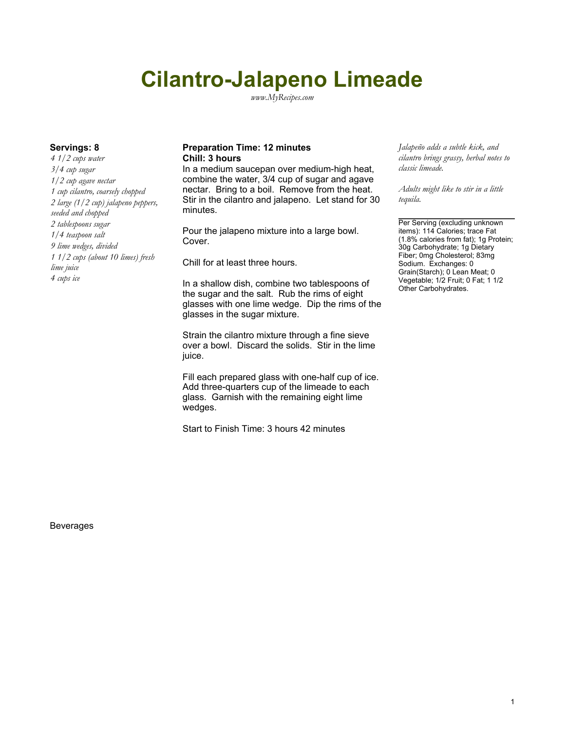# Cilantro-Jalapeno Limeade

*www.MyRecipes.com*

**Servings: 8**

*4 1/2 cups water*
*3/4 cup sugar*
*1/2 cup agave nectar*
*1 cup cilantro, coarsely chopped*
*2 large (1/2 cup) jalapeno peppers, seeded and chopped*
*2 tablespoons sugar*
*1/4 teaspoon salt*
*9 lime wedges, divided*
*1 1/2 cups (about 10 limes) fresh lime juice*
*4 cups ice*

**Preparation Time: 12 minutes**
**Chill: 3 hours**

In a medium saucepan over medium-high heat, combine the water, 3/4 cup of sugar and agave nectar. Bring to a boil. Remove from the heat. Stir in the cilantro and jalapeno. Let stand for 30 minutes.

Pour the jalapeno mixture into a large bowl. Cover.

Chill for at least three hours.

In a shallow dish, combine two tablespoons of the sugar and the salt. Rub the rims of eight glasses with one lime wedge. Dip the rims of the glasses in the sugar mixture.

Strain the cilantro mixture through a fine sieve over a bowl. Discard the solids. Stir in the lime juice.

Fill each prepared glass with one-half cup of ice. Add three-quarters cup of the limeade to each glass. Garnish with the remaining eight lime wedges.

Start to Finish Time: 3 hours 42 minutes

*Jalapeño adds a subtle kick, and cilantro brings grassy, herbal notes to classic limeade.*

*Adults might like to stir in a little tequila.*

---

Per Serving (excluding unknown items): 114 Calories; trace Fat (1.8% calories from fat); 1g Protein; 30g Carbohydrate; 1g Dietary Fiber; 0mg Cholesterol; 83mg Sodium. Exchanges: 0 Grain(Starch); 0 Lean Meat; 0 Vegetable; 1/2 Fruit; 0 Fat; 1 1/2 Other Carbohydrates.

Beverages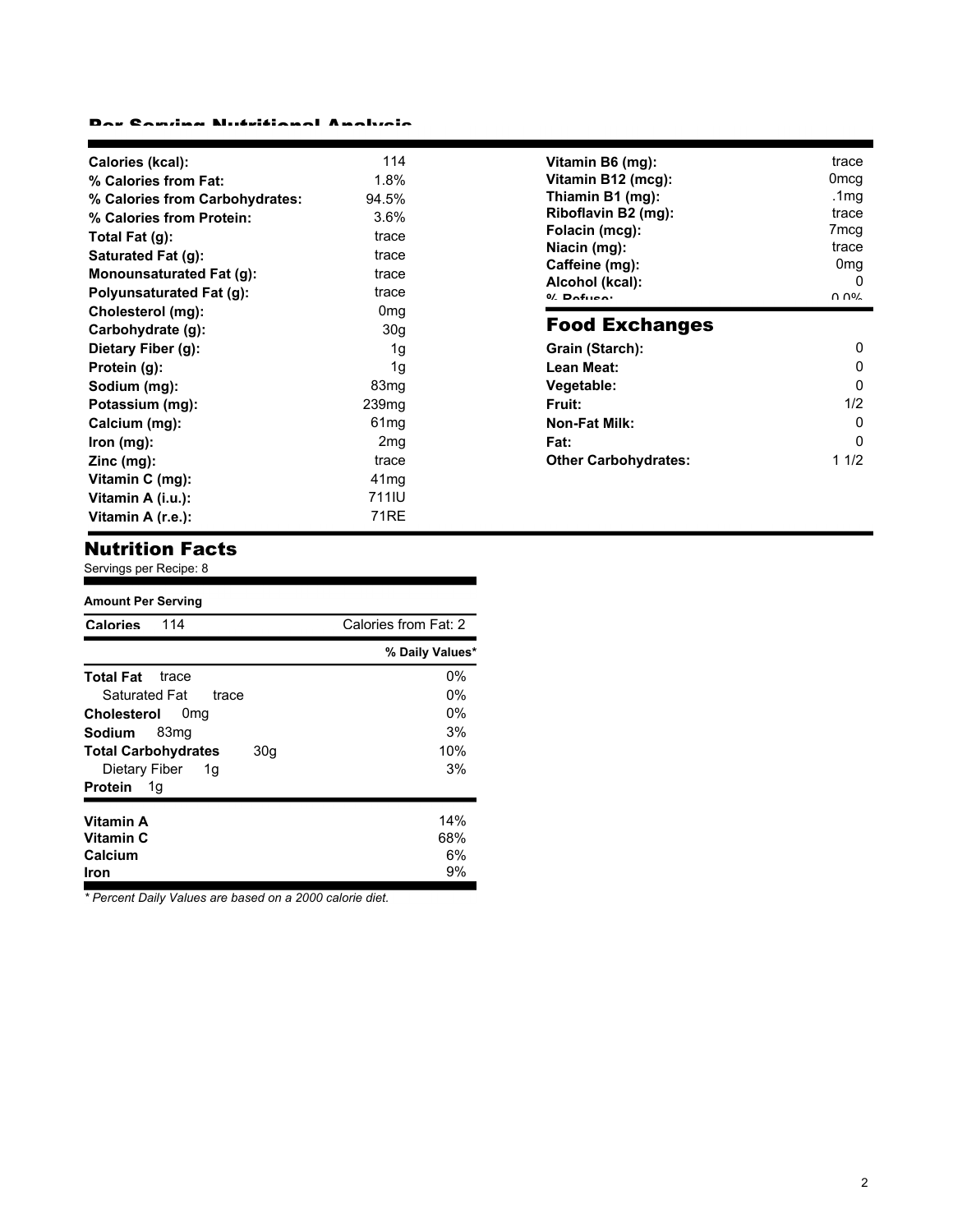## Per Serving Nutritional Analysis

| | |
|---|---|
| **Calories (kcal):** | 114 |
| **% Calories from Fat:** | 1.8% |
| **% Calories from Carbohydrates:** | 94.5% |
| **% Calories from Protein:** | 3.6% |
| **Total Fat (g):** | trace |
| **Saturated Fat (g):** | trace |
| **Monounsaturated Fat (g):** | trace |
| **Polyunsaturated Fat (g):** | trace |
| **Cholesterol (mg):** | 0mg |
| **Carbohydrate (g):** | 30g |
| **Dietary Fiber (g):** | 1g |
| **Protein (g):** | 1g |
| **Sodium (mg):** | 83mg |
| **Potassium (mg):** | 239mg |
| **Calcium (mg):** | 61mg |
| **Iron (mg):** | 2mg |
| **Zinc (mg):** | trace |
| **Vitamin C (mg):** | 41mg |
| **Vitamin A (i.u.):** | 711IU |
| **Vitamin A (r.e.):** | 71RE |
| **Vitamin B6 (mg):** | trace |
| **Vitamin B12 (mcg):** | 0mcg |
| **Thiamin B1 (mg):** | .1mg |
| **Riboflavin B2 (mg):** | trace |
| **Folacin (mcg):** | 7mcg |
| **Niacin (mg):** | trace |
| **Caffeine (mg):** | 0mg |
| **Alcohol (kcal):** | 0 |
| **% Refuse:** | 0.0% |

## Food Exchanges

| | |
|---|---|
| **Grain (Starch):** | 0 |
| **Lean Meat:** | 0 |
| **Vegetable:** | 0 |
| **Fruit:** | 1/2 |
| **Non-Fat Milk:** | 0 |
| **Fat:** | 0 |
| **Other Carbohydrates:** | 1 1/2 |

## Nutrition Facts

Servings per Recipe: 8

**Amount Per Serving**

| | |
|---|---|
| **Calories** 114 | Calories from Fat: 2 |
| | **% Daily Values*** |
| **Total Fat** trace | 0% |
| Saturated Fat trace | 0% |
| **Cholesterol** 0mg | 0% |
| **Sodium** 83mg | 3% |
| **Total Carbohydrates** 30g | 10% |
| Dietary Fiber 1g | 3% |
| **Protein** 1g | |
| **Vitamin A** | 14% |
| **Vitamin C** | 68% |
| **Calcium** | 6% |
| **Iron** | 9% |

*\* Percent Daily Values are based on a 2000 calorie diet.*